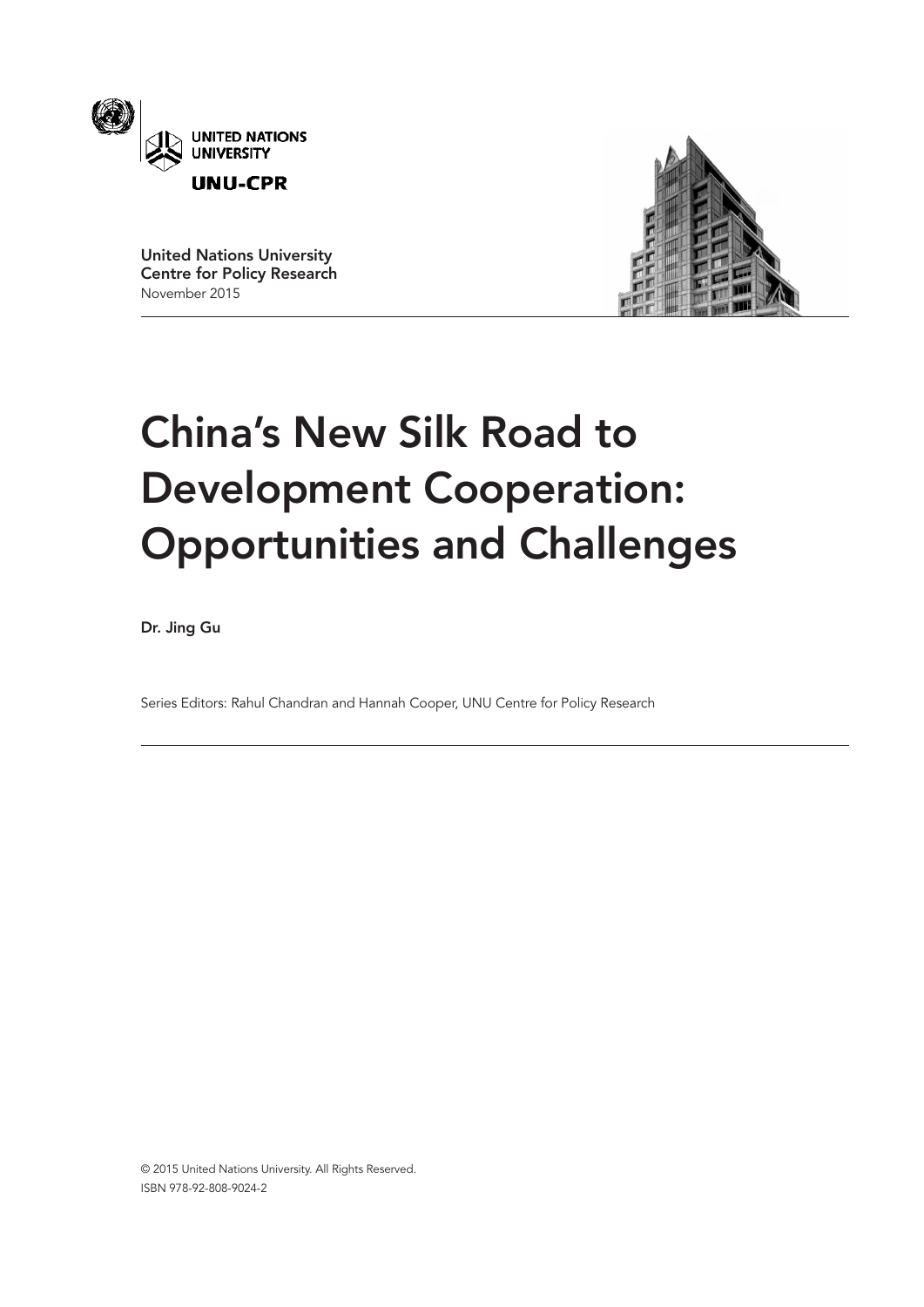UNITED NATIONS UNIVERSITY

UNU-CPR

**United Nations University Centre for Policy Research**
November 2015

# China's New Silk Road to Development Cooperation: Opportunities and Challenges

**Dr. Jing Gu**

Series Editors: Rahul Chandran and Hannah Cooper, UNU Centre for Policy Research

© 2015 United Nations University. All Rights Reserved.
ISBN 978-92-808-9024-2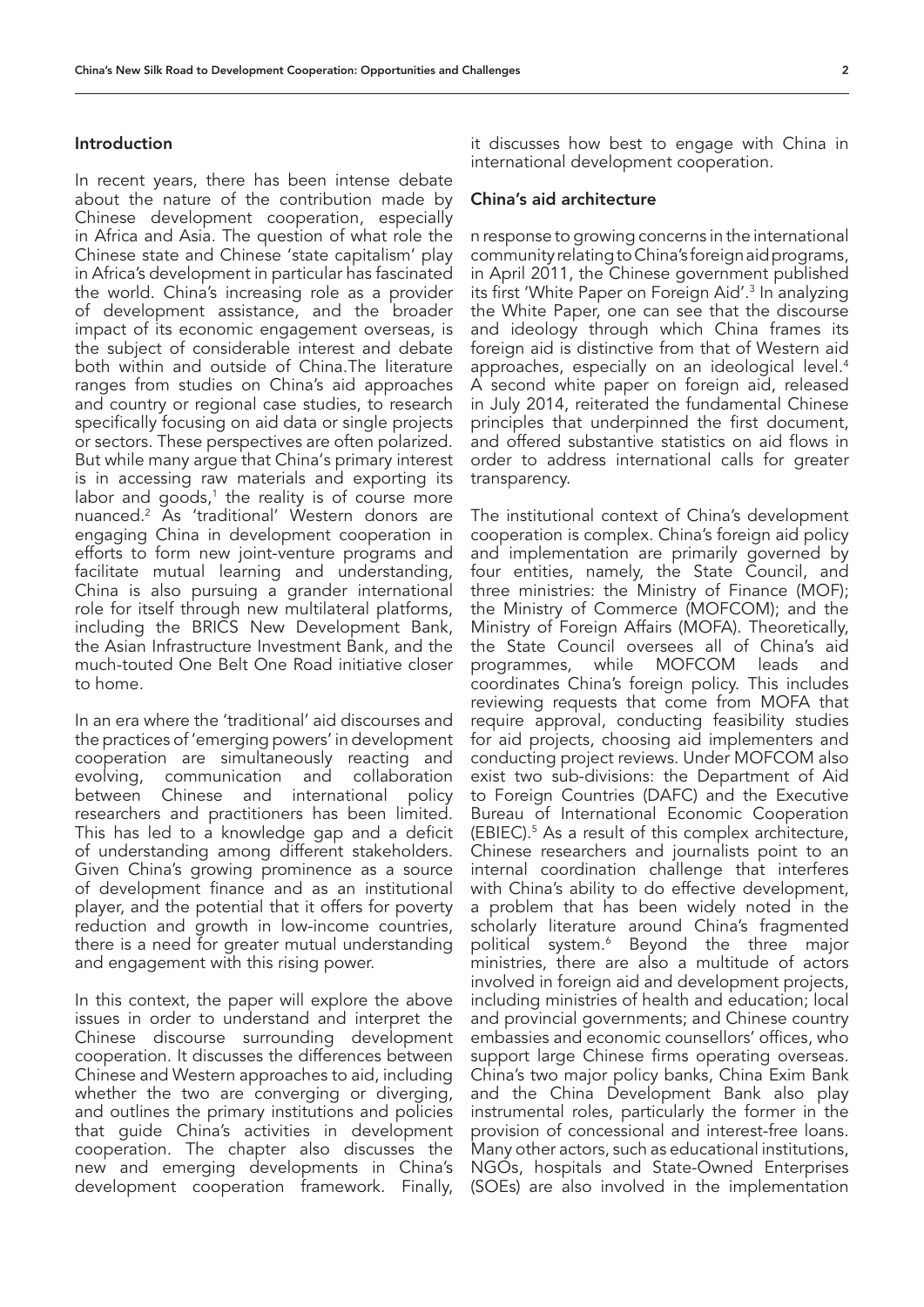## Introduction

In recent years, there has been intense debate about the nature of the contribution made by Chinese development cooperation, especially in Africa and Asia. The question of what role the Chinese state and Chinese 'state capitalism' play in Africa's development in particular has fascinated the world. China's increasing role as a provider of development assistance, and the broader impact of its economic engagement overseas, is the subject of considerable interest and debate both within and outside of China.The literature ranges from studies on China's aid approaches and country or regional case studies, to research specifically focusing on aid data or single projects or sectors. These perspectives are often polarized. But while many argue that China's primary interest is in accessing raw materials and exporting its labor and goods,[1] the reality is of course more nuanced.[2] As 'traditional' Western donors are engaging China in development cooperation in efforts to form new joint-venture programs and facilitate mutual learning and understanding, China is also pursuing a grander international role for itself through new multilateral platforms, including the BRICS New Development Bank, the Asian Infrastructure Investment Bank, and the much-touted One Belt One Road initiative closer to home.

In an era where the 'traditional' aid discourses and the practices of 'emerging powers' in development cooperation are simultaneously reacting and evolving, communication and collaboration between Chinese and international policy researchers and practitioners has been limited. This has led to a knowledge gap and a deficit of understanding among different stakeholders. Given China's growing prominence as a source of development finance and as an institutional player, and the potential that it offers for poverty reduction and growth in low-income countries, there is a need for greater mutual understanding and engagement with this rising power.

In this context, the paper will explore the above issues in order to understand and interpret the Chinese discourse surrounding development cooperation. It discusses the differences between Chinese and Western approaches to aid, including whether the two are converging or diverging, and outlines the primary institutions and policies that guide China's activities in development cooperation. The chapter also discusses the new and emerging developments in China's development cooperation framework. Finally, it discusses how best to engage with China in international development cooperation.

## China's aid architecture

n response to growing concerns in the international community relating to China's foreign aid programs, in April 2011, the Chinese government published its first 'White Paper on Foreign Aid'.[3] In analyzing the White Paper, one can see that the discourse and ideology through which China frames its foreign aid is distinctive from that of Western aid approaches, especially on an ideological level.[4] A second white paper on foreign aid, released in July 2014, reiterated the fundamental Chinese principles that underpinned the first document, and offered substantive statistics on aid flows in order to address international calls for greater transparency.

The institutional context of China's development cooperation is complex. China's foreign aid policy and implementation are primarily governed by four entities, namely, the State Council, and three ministries: the Ministry of Finance (MOF); the Ministry of Commerce (MOFCOM); and the Ministry of Foreign Affairs (MOFA). Theoretically, the State Council oversees all of China's aid programmes, while MOFCOM leads and coordinates China's foreign policy. This includes reviewing requests that come from MOFA that require approval, conducting feasibility studies for aid projects, choosing aid implementers and conducting project reviews. Under MOFCOM also exist two sub-divisions: the Department of Aid to Foreign Countries (DAFC) and the Executive Bureau of International Economic Cooperation (EBIEC).[5] As a result of this complex architecture, Chinese researchers and journalists point to an internal coordination challenge that interferes with China's ability to do effective development, a problem that has been widely noted in the scholarly literature around China's fragmented political system.[6] Beyond the three major ministries, there are also a multitude of actors involved in foreign aid and development projects, including ministries of health and education; local and provincial governments; and Chinese country embassies and economic counsellors' offices, who support large Chinese firms operating overseas. China's two major policy banks, China Exim Bank and the China Development Bank also play instrumental roles, particularly the former in the provision of concessional and interest-free loans. Many other actors, such as educational institutions, NGOs, hospitals and State-Owned Enterprises (SOEs) are also involved in the implementation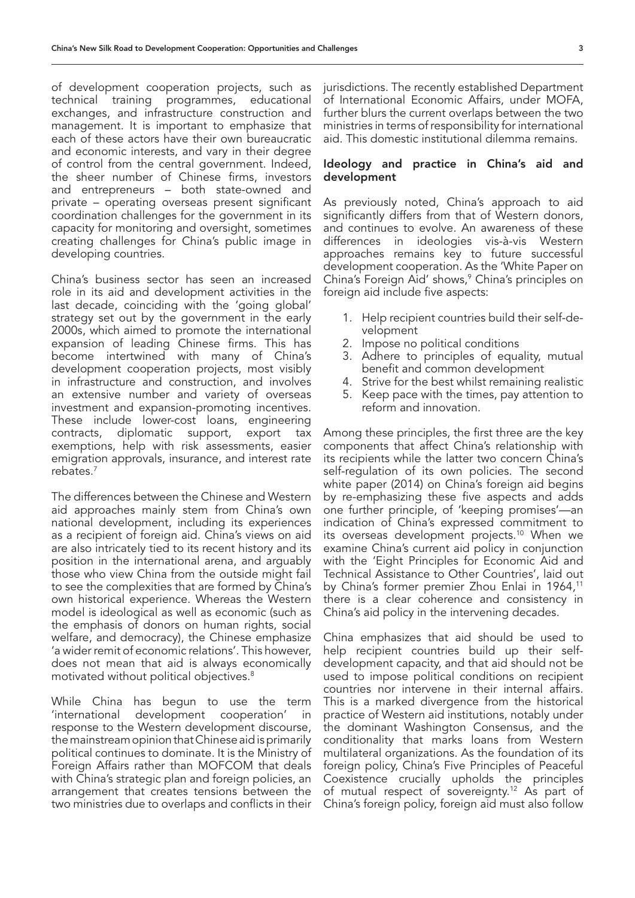of development cooperation projects, such as technical training programmes, educational exchanges, and infrastructure construction and management. It is important to emphasize that each of these actors have their own bureaucratic and economic interests, and vary in their degree of control from the central government. Indeed, the sheer number of Chinese firms, investors and entrepreneurs – both state-owned and private – operating overseas present significant coordination challenges for the government in its capacity for monitoring and oversight, sometimes creating challenges for China's public image in developing countries.

China's business sector has seen an increased role in its aid and development activities in the last decade, coinciding with the 'going global' strategy set out by the government in the early 2000s, which aimed to promote the international expansion of leading Chinese firms. This has become intertwined with many of China's development cooperation projects, most visibly in infrastructure and construction, and involves an extensive number and variety of overseas investment and expansion-promoting incentives. These include lower-cost loans, engineering contracts, diplomatic support, export tax exemptions, help with risk assessments, easier emigration approvals, insurance, and interest rate rebates.[7]

The differences between the Chinese and Western aid approaches mainly stem from China's own national development, including its experiences as a recipient of foreign aid. China's views on aid are also intricately tied to its recent history and its position in the international arena, and arguably those who view China from the outside might fail to see the complexities that are formed by China's own historical experience. Whereas the Western model is ideological as well as economic (such as the emphasis of donors on human rights, social welfare, and democracy), the Chinese emphasize 'a wider remit of economic relations'. This however, does not mean that aid is always economically motivated without political objectives.[8]

While China has begun to use the term 'international development cooperation' in response to the Western development discourse, the mainstream opinion that Chinese aid is primarily political continues to dominate. It is the Ministry of Foreign Affairs rather than MOFCOM that deals with China's strategic plan and foreign policies, an arrangement that creates tensions between the two ministries due to overlaps and conflicts in their jurisdictions. The recently established Department of International Economic Affairs, under MOFA, further blurs the current overlaps between the two ministries in terms of responsibility for international aid. This domestic institutional dilemma remains.

### Ideology and practice in China's aid and development

As previously noted, China's approach to aid significantly differs from that of Western donors, and continues to evolve. An awareness of these differences in ideologies vis-à-vis Western approaches remains key to future successful development cooperation. As the 'White Paper on China's Foreign Aid' shows,[9] China's principles on foreign aid include five aspects:

1. Help recipient countries build their self-development
2. Impose no political conditions
3. Adhere to principles of equality, mutual benefit and common development
4. Strive for the best whilst remaining realistic
5. Keep pace with the times, pay attention to reform and innovation.

Among these principles, the first three are the key components that affect China's relationship with its recipients while the latter two concern China's self-regulation of its own policies. The second white paper (2014) on China's foreign aid begins by re-emphasizing these five aspects and adds one further principle, of 'keeping promises'—an indication of China's expressed commitment to its overseas development projects.[10] When we examine China's current aid policy in conjunction with the 'Eight Principles for Economic Aid and Technical Assistance to Other Countries', laid out by China's former premier Zhou Enlai in 1964,[11] there is a clear coherence and consistency in China's aid policy in the intervening decades.

China emphasizes that aid should be used to help recipient countries build up their self-development capacity, and that aid should not be used to impose political conditions on recipient countries nor intervene in their internal affairs. This is a marked divergence from the historical practice of Western aid institutions, notably under the dominant Washington Consensus, and the conditionality that marks loans from Western multilateral organizations. As the foundation of its foreign policy, China's Five Principles of Peaceful Coexistence crucially upholds the principles of mutual respect of sovereignty.[12] As part of China's foreign policy, foreign aid must also follow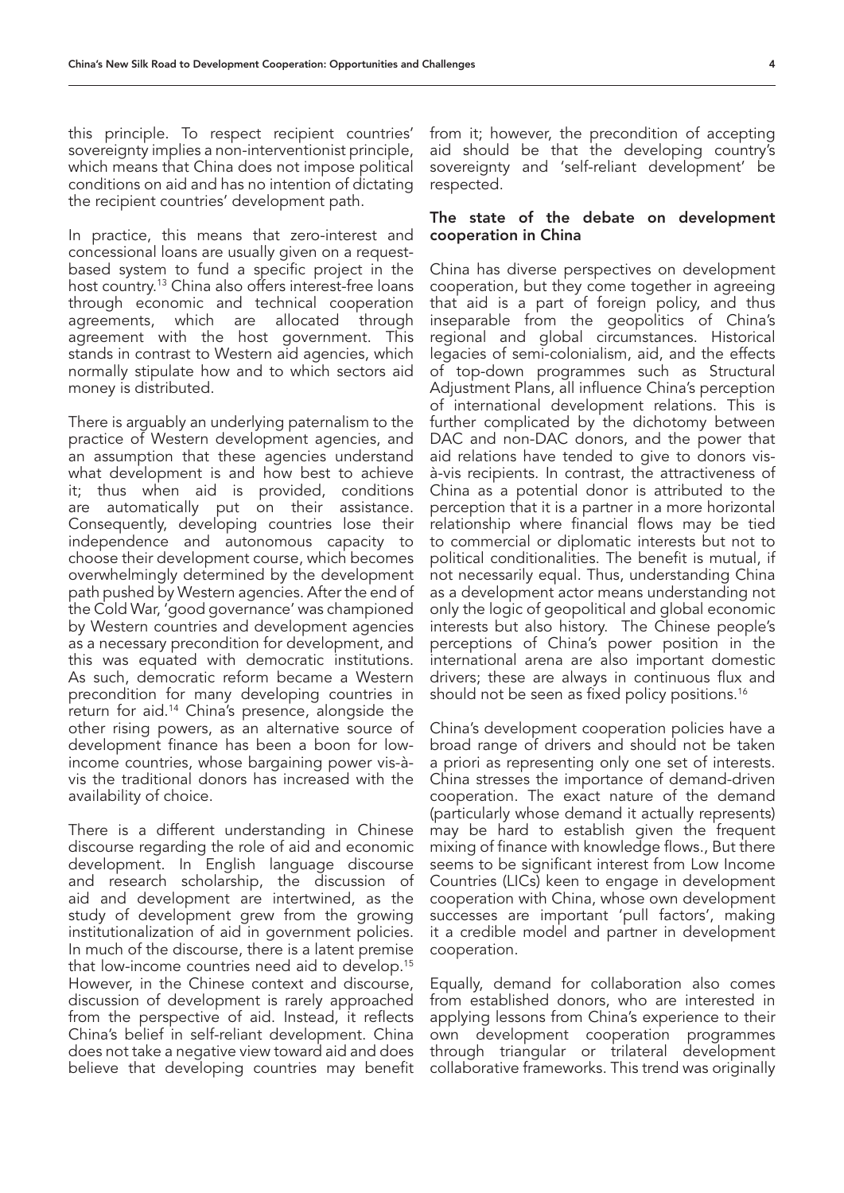this principle. To respect recipient countries' sovereignty implies a non-interventionist principle, which means that China does not impose political conditions on aid and has no intention of dictating the recipient countries' development path.

In practice, this means that zero-interest and concessional loans are usually given on a request-based system to fund a specific project in the host country.[13] China also offers interest-free loans through economic and technical cooperation agreements, which are allocated through agreement with the host government. This stands in contrast to Western aid agencies, which normally stipulate how and to which sectors aid money is distributed.

There is arguably an underlying paternalism to the practice of Western development agencies, and an assumption that these agencies understand what development is and how best to achieve it; thus when aid is provided, conditions are automatically put on their assistance. Consequently, developing countries lose their independence and autonomous capacity to choose their development course, which becomes overwhelmingly determined by the development path pushed by Western agencies. After the end of the Cold War, 'good governance' was championed by Western countries and development agencies as a necessary precondition for development, and this was equated with democratic institutions. As such, democratic reform became a Western precondition for many developing countries in return for aid.[14] China's presence, alongside the other rising powers, as an alternative source of development finance has been a boon for low-income countries, whose bargaining power vis-à-vis the traditional donors has increased with the availability of choice.

There is a different understanding in Chinese discourse regarding the role of aid and economic development. In English language discourse and research scholarship, the discussion of aid and development are intertwined, as the study of development grew from the growing institutionalization of aid in government policies. In much of the discourse, there is a latent premise that low-income countries need aid to develop.[15] However, in the Chinese context and discourse, discussion of development is rarely approached from the perspective of aid. Instead, it reflects China's belief in self-reliant development. China does not take a negative view toward aid and does believe that developing countries may benefit from it; however, the precondition of accepting aid should be that the developing country's sovereignty and 'self-reliant development' be respected.

### The state of the debate on development cooperation in China

China has diverse perspectives on development cooperation, but they come together in agreeing that aid is a part of foreign policy, and thus inseparable from the geopolitics of China's regional and global circumstances. Historical legacies of semi-colonialism, aid, and the effects of top-down programmes such as Structural Adjustment Plans, all influence China's perception of international development relations. This is further complicated by the dichotomy between DAC and non-DAC donors, and the power that aid relations have tended to give to donors vis-à-vis recipients. In contrast, the attractiveness of China as a potential donor is attributed to the perception that it is a partner in a more horizontal relationship where financial flows may be tied to commercial or diplomatic interests but not to political conditionalities. The benefit is mutual, if not necessarily equal. Thus, understanding China as a development actor means understanding not only the logic of geopolitical and global economic interests but also history. The Chinese people's perceptions of China's power position in the international arena are also important domestic drivers; these are always in continuous flux and should not be seen as fixed policy positions.[16]

China's development cooperation policies have a broad range of drivers and should not be taken a priori as representing only one set of interests. China stresses the importance of demand-driven cooperation. The exact nature of the demand (particularly whose demand it actually represents) may be hard to establish given the frequent mixing of finance with knowledge flows., But there seems to be significant interest from Low Income Countries (LICs) keen to engage in development cooperation with China, whose own development successes are important 'pull factors', making it a credible model and partner in development cooperation.

Equally, demand for collaboration also comes from established donors, who are interested in applying lessons from China's experience to their own development cooperation programmes through triangular or trilateral development collaborative frameworks. This trend was originally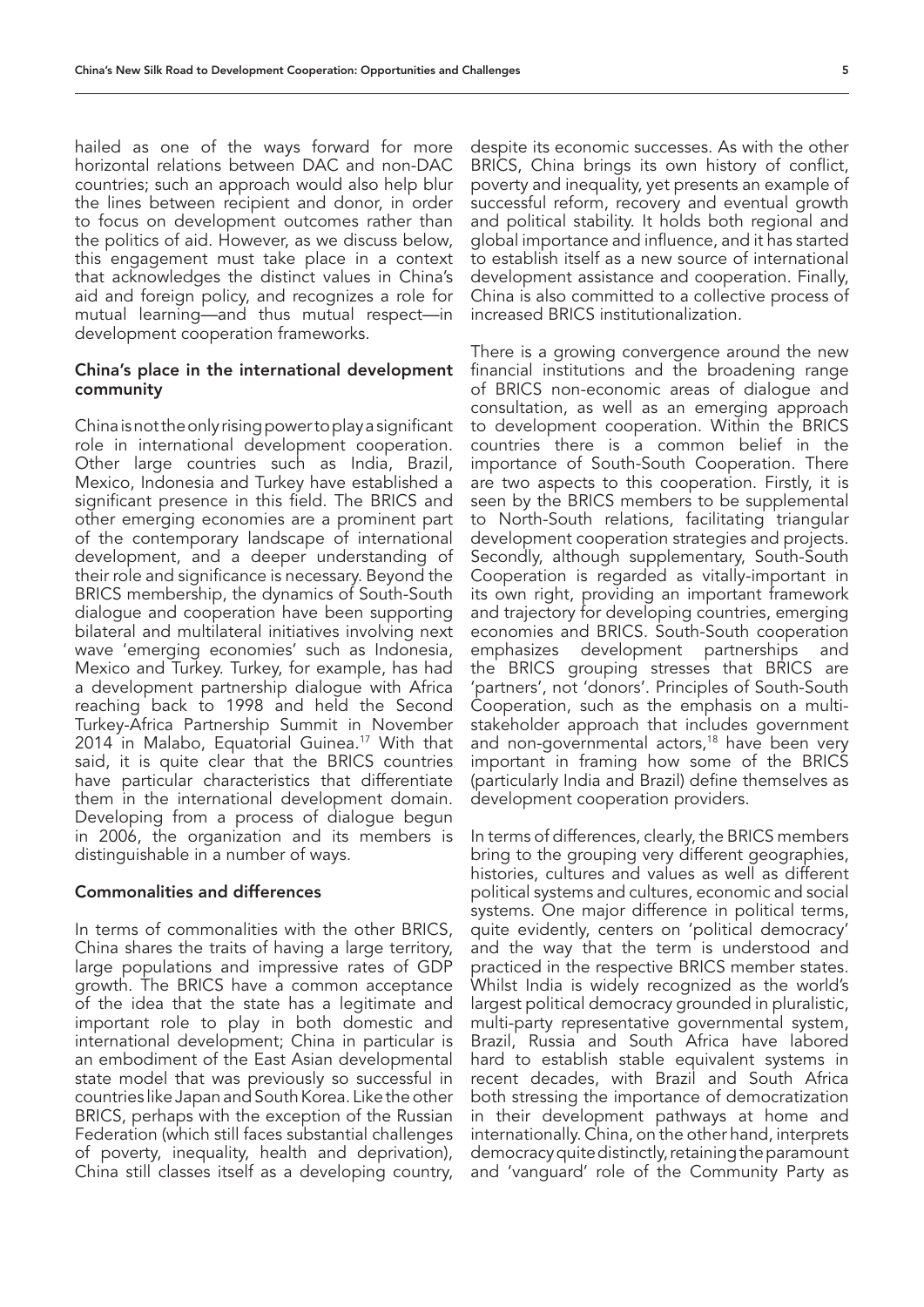hailed as one of the ways forward for more horizontal relations between DAC and non-DAC countries; such an approach would also help blur the lines between recipient and donor, in order to focus on development outcomes rather than the politics of aid. However, as we discuss below, this engagement must take place in a context that acknowledges the distinct values in China's aid and foreign policy, and recognizes a role for mutual learning—and thus mutual respect—in development cooperation frameworks.

### China's place in the international development community

China is not the only rising power to play a significant role in international development cooperation. Other large countries such as India, Brazil, Mexico, Indonesia and Turkey have established a significant presence in this field. The BRICS and other emerging economies are a prominent part of the contemporary landscape of international development, and a deeper understanding of their role and significance is necessary. Beyond the BRICS membership, the dynamics of South-South dialogue and cooperation have been supporting bilateral and multilateral initiatives involving next wave 'emerging economies' such as Indonesia, Mexico and Turkey. Turkey, for example, has had a development partnership dialogue with Africa reaching back to 1998 and held the Second Turkey-Africa Partnership Summit in November 2014 in Malabo, Equatorial Guinea.[17] With that said, it is quite clear that the BRICS countries have particular characteristics that differentiate them in the international development domain. Developing from a process of dialogue begun in 2006, the organization and its members is distinguishable in a number of ways.

### Commonalities and differences

In terms of commonalities with the other BRICS, China shares the traits of having a large territory, large populations and impressive rates of GDP growth. The BRICS have a common acceptance of the idea that the state has a legitimate and important role to play in both domestic and international development; China in particular is an embodiment of the East Asian developmental state model that was previously so successful in countries like Japan and South Korea. Like the other BRICS, perhaps with the exception of the Russian Federation (which still faces substantial challenges of poverty, inequality, health and deprivation), China still classes itself as a developing country, despite its economic successes. As with the other BRICS, China brings its own history of conflict, poverty and inequality, yet presents an example of successful reform, recovery and eventual growth and political stability. It holds both regional and global importance and influence, and it has started to establish itself as a new source of international development assistance and cooperation. Finally, China is also committed to a collective process of increased BRICS institutionalization.

There is a growing convergence around the new financial institutions and the broadening range of BRICS non-economic areas of dialogue and consultation, as well as an emerging approach to development cooperation. Within the BRICS countries there is a common belief in the importance of South-South Cooperation. There are two aspects to this cooperation. Firstly, it is seen by the BRICS members to be supplemental to North-South relations, facilitating triangular development cooperation strategies and projects. Secondly, although supplementary, South-South Cooperation is regarded as vitally-important in its own right, providing an important framework and trajectory for developing countries, emerging economies and BRICS. South-South cooperation emphasizes development partnerships and the BRICS grouping stresses that BRICS are 'partners', not 'donors'. Principles of South-South Cooperation, such as the emphasis on a multi-stakeholder approach that includes government and non-governmental actors,[18] have been very important in framing how some of the BRICS (particularly India and Brazil) define themselves as development cooperation providers.

In terms of differences, clearly, the BRICS members bring to the grouping very different geographies, histories, cultures and values as well as different political systems and cultures, economic and social systems. One major difference in political terms, quite evidently, centers on 'political democracy' and the way that the term is understood and practiced in the respective BRICS member states. Whilst India is widely recognized as the world's largest political democracy grounded in pluralistic, multi-party representative governmental system, Brazil, Russia and South Africa have labored hard to establish stable equivalent systems in recent decades, with Brazil and South Africa both stressing the importance of democratization in their development pathways at home and internationally. China, on the other hand, interprets democracy quite distinctly, retaining the paramount and 'vanguard' role of the Community Party as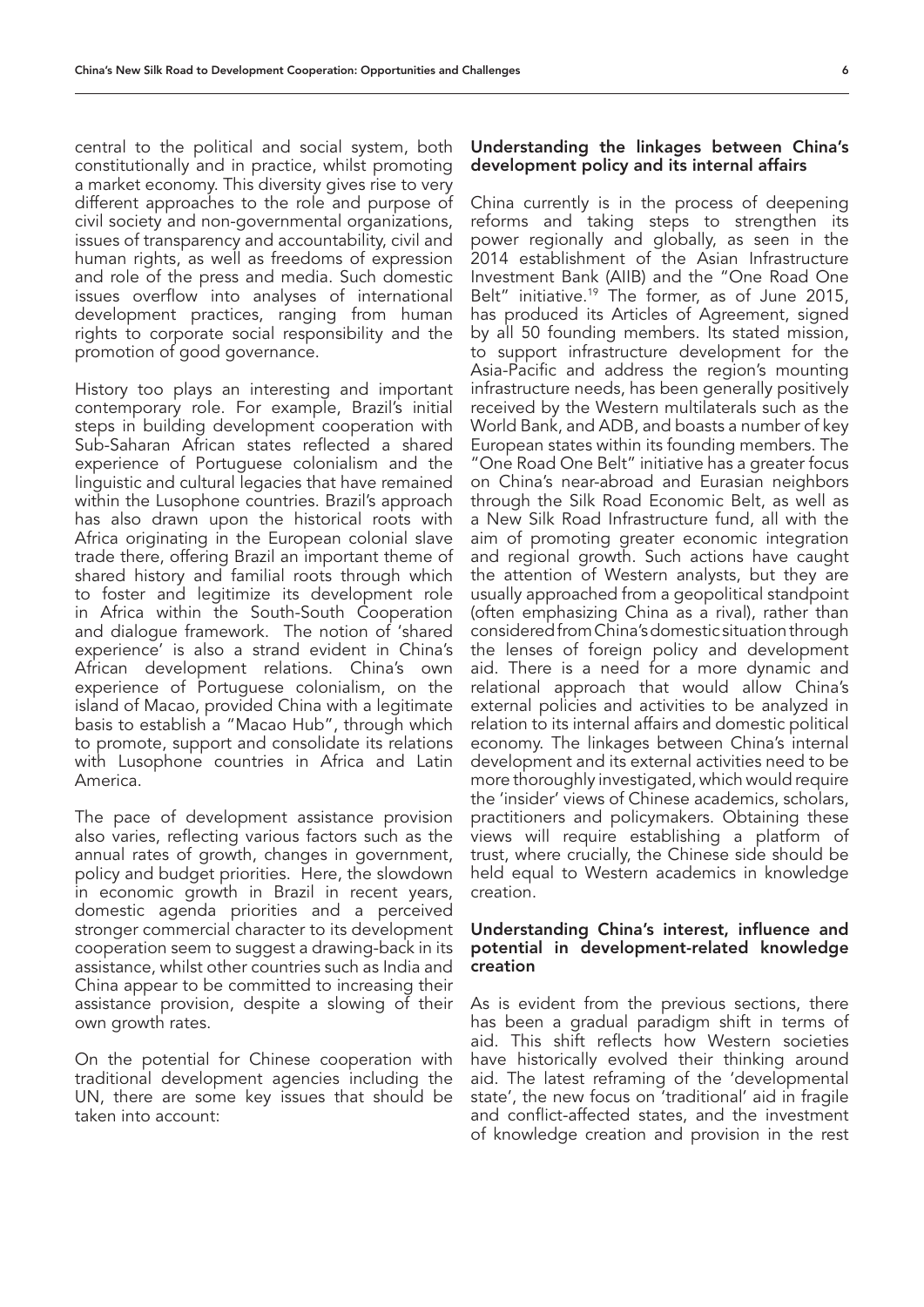central to the political and social system, both constitutionally and in practice, whilst promoting a market economy. This diversity gives rise to very different approaches to the role and purpose of civil society and non-governmental organizations, issues of transparency and accountability, civil and human rights, as well as freedoms of expression and role of the press and media. Such domestic issues overflow into analyses of international development practices, ranging from human rights to corporate social responsibility and the promotion of good governance.

History too plays an interesting and important contemporary role. For example, Brazil's initial steps in building development cooperation with Sub-Saharan African states reflected a shared experience of Portuguese colonialism and the linguistic and cultural legacies that have remained within the Lusophone countries. Brazil's approach has also drawn upon the historical roots with Africa originating in the European colonial slave trade there, offering Brazil an important theme of shared history and familial roots through which to foster and legitimize its development role in Africa within the South-South Cooperation and dialogue framework. The notion of 'shared experience' is also a strand evident in China's African development relations. China's own experience of Portuguese colonialism, on the island of Macao, provided China with a legitimate basis to establish a "Macao Hub", through which to promote, support and consolidate its relations with Lusophone countries in Africa and Latin America.

The pace of development assistance provision also varies, reflecting various factors such as the annual rates of growth, changes in government, policy and budget priorities. Here, the slowdown in economic growth in Brazil in recent years, domestic agenda priorities and a perceived stronger commercial character to its development cooperation seem to suggest a drawing-back in its assistance, whilst other countries such as India and China appear to be committed to increasing their assistance provision, despite a slowing of their own growth rates.

On the potential for Chinese cooperation with traditional development agencies including the UN, there are some key issues that should be taken into account:

### Understanding the linkages between China's development policy and its internal affairs

China currently is in the process of deepening reforms and taking steps to strengthen its power regionally and globally, as seen in the 2014 establishment of the Asian Infrastructure Investment Bank (AIIB) and the "One Road One Belt" initiative.[19] The former, as of June 2015, has produced its Articles of Agreement, signed by all 50 founding members. Its stated mission, to support infrastructure development for the Asia-Pacific and address the region's mounting infrastructure needs, has been generally positively received by the Western multilaterals such as the World Bank, and ADB, and boasts a number of key European states within its founding members. The "One Road One Belt" initiative has a greater focus on China's near-abroad and Eurasian neighbors through the Silk Road Economic Belt, as well as a New Silk Road Infrastructure fund, all with the aim of promoting greater economic integration and regional growth. Such actions have caught the attention of Western analysts, but they are usually approached from a geopolitical standpoint (often emphasizing China as a rival), rather than considered from China's domestic situation through the lenses of foreign policy and development aid. There is a need for a more dynamic and relational approach that would allow China's external policies and activities to be analyzed in relation to its internal affairs and domestic political economy. The linkages between China's internal development and its external activities need to be more thoroughly investigated, which would require the 'insider' views of Chinese academics, scholars, practitioners and policymakers. Obtaining these views will require establishing a platform of trust, where crucially, the Chinese side should be held equal to Western academics in knowledge creation.

### Understanding China's interest, influence and potential in development-related knowledge creation

As is evident from the previous sections, there has been a gradual paradigm shift in terms of aid. This shift reflects how Western societies have historically evolved their thinking around aid. The latest reframing of the 'developmental state', the new focus on 'traditional' aid in fragile and conflict-affected states, and the investment of knowledge creation and provision in the rest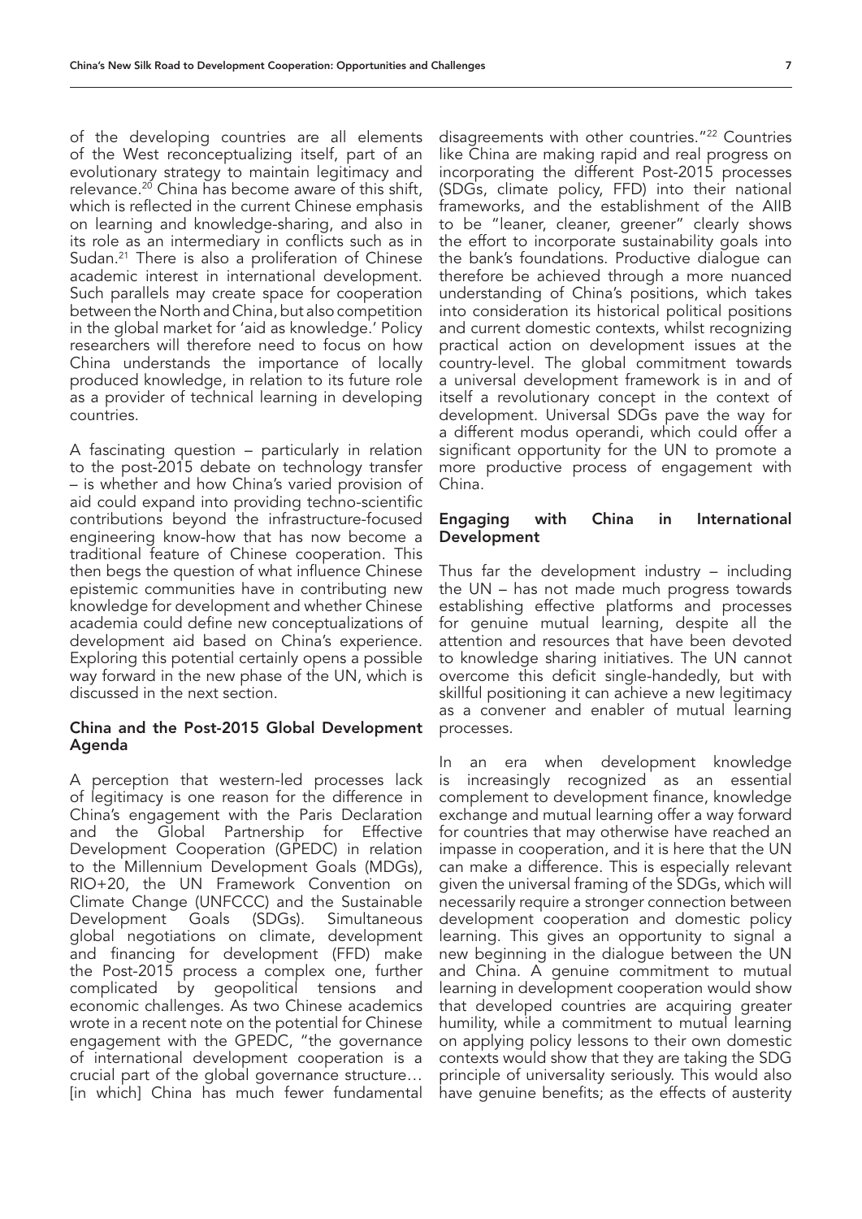of the developing countries are all elements of the West reconceptualizing itself, part of an evolutionary strategy to maintain legitimacy and relevance.[20] China has become aware of this shift, which is reflected in the current Chinese emphasis on learning and knowledge-sharing, and also in its role as an intermediary in conflicts such as in Sudan.[21] There is also a proliferation of Chinese academic interest in international development. Such parallels may create space for cooperation between the North and China, but also competition in the global market for 'aid as knowledge.' Policy researchers will therefore need to focus on how China understands the importance of locally produced knowledge, in relation to its future role as a provider of technical learning in developing countries.

A fascinating question – particularly in relation to the post-2015 debate on technology transfer – is whether and how China's varied provision of aid could expand into providing techno-scientific contributions beyond the infrastructure-focused engineering know-how that has now become a traditional feature of Chinese cooperation. This then begs the question of what influence Chinese epistemic communities have in contributing new knowledge for development and whether Chinese academia could define new conceptualizations of development aid based on China's experience. Exploring this potential certainly opens a possible way forward in the new phase of the UN, which is discussed in the next section.

### China and the Post-2015 Global Development Agenda

A perception that western-led processes lack of legitimacy is one reason for the difference in China's engagement with the Paris Declaration and the Global Partnership for Effective Development Cooperation (GPEDC) in relation to the Millennium Development Goals (MDGs), RIO+20, the UN Framework Convention on Climate Change (UNFCCC) and the Sustainable Development Goals (SDGs). Simultaneous global negotiations on climate, development and financing for development (FFD) make the Post-2015 process a complex one, further complicated by geopolitical tensions and economic challenges. As two Chinese academics wrote in a recent note on the potential for Chinese engagement with the GPEDC, "the governance of international development cooperation is a crucial part of the global governance structure… [in which] China has much fewer fundamental disagreements with other countries."[22] Countries like China are making rapid and real progress on incorporating the different Post-2015 processes (SDGs, climate policy, FFD) into their national frameworks, and the establishment of the AIIB to be "leaner, cleaner, greener" clearly shows the effort to incorporate sustainability goals into the bank's foundations. Productive dialogue can therefore be achieved through a more nuanced understanding of China's positions, which takes into consideration its historical political positions and current domestic contexts, whilst recognizing practical action on development issues at the country-level. The global commitment towards a universal development framework is in and of itself a revolutionary concept in the context of development. Universal SDGs pave the way for a different modus operandi, which could offer a significant opportunity for the UN to promote a more productive process of engagement with China.

### Engaging with China in International Development

Thus far the development industry – including the UN – has not made much progress towards establishing effective platforms and processes for genuine mutual learning, despite all the attention and resources that have been devoted to knowledge sharing initiatives. The UN cannot overcome this deficit single-handedly, but with skillful positioning it can achieve a new legitimacy as a convener and enabler of mutual learning processes.

In an era when development knowledge is increasingly recognized as an essential complement to development finance, knowledge exchange and mutual learning offer a way forward for countries that may otherwise have reached an impasse in cooperation, and it is here that the UN can make a difference. This is especially relevant given the universal framing of the SDGs, which will necessarily require a stronger connection between development cooperation and domestic policy learning. This gives an opportunity to signal a new beginning in the dialogue between the UN and China. A genuine commitment to mutual learning in development cooperation would show that developed countries are acquiring greater humility, while a commitment to mutual learning on applying policy lessons to their own domestic contexts would show that they are taking the SDG principle of universality seriously. This would also have genuine benefits; as the effects of austerity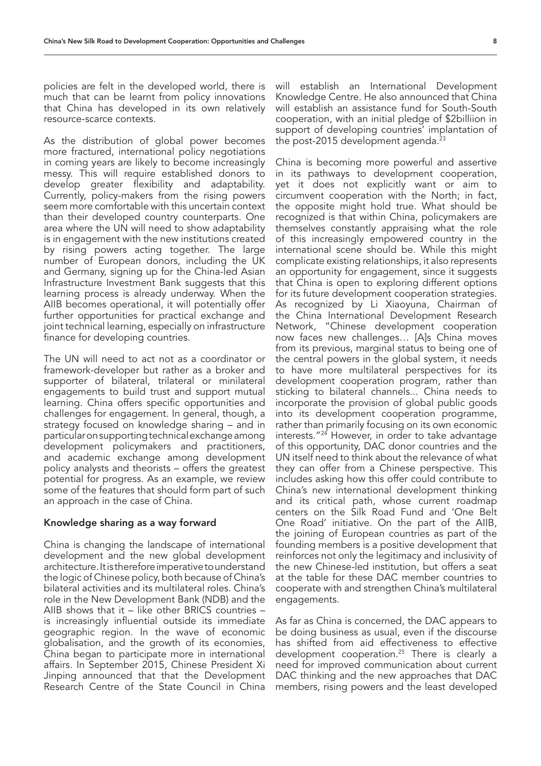policies are felt in the developed world, there is much that can be learnt from policy innovations that China has developed in its own relatively resource-scarce contexts.

As the distribution of global power becomes more fractured, international policy negotiations in coming years are likely to become increasingly messy. This will require established donors to develop greater flexibility and adaptability. Currently, policy-makers from the rising powers seem more comfortable with this uncertain context than their developed country counterparts. One area where the UN will need to show adaptability is in engagement with the new institutions created by rising powers acting together. The large number of European donors, including the UK and Germany, signing up for the China-led Asian Infrastructure Investment Bank suggests that this learning process is already underway. When the AIIB becomes operational, it will potentially offer further opportunities for practical exchange and joint technical learning, especially on infrastructure finance for developing countries.

The UN will need to act not as a coordinator or framework-developer but rather as a broker and supporter of bilateral, trilateral or minilateral engagements to build trust and support mutual learning. China offers specific opportunities and challenges for engagement. In general, though, a strategy focused on knowledge sharing – and in particular on supporting technical exchange among development policymakers and practitioners, and academic exchange among development policy analysts and theorists – offers the greatest potential for progress. As an example, we review some of the features that should form part of such an approach in the case of China.

## Knowledge sharing as a way forward

China is changing the landscape of international development and the new global development architecture. It is therefore imperative to understand the logic of Chinese policy, both because of China's bilateral activities and its multilateral roles. China's role in the New Development Bank (NDB) and the AIIB shows that it – like other BRICS countries – is increasingly influential outside its immediate geographic region. In the wave of economic globalisation, and the growth of its economies, China began to participate more in international affairs. In September 2015, Chinese President Xi Jinping announced that that the Development Research Centre of the State Council in China will establish an International Development Knowledge Centre. He also announced that China will establish an assistance fund for South-South cooperation, with an initial pledge of $2billiion in support of developing countries' implantation of the post-2015 development agenda.[23]

China is becoming more powerful and assertive in its pathways to development cooperation, yet it does not explicitly want or aim to circumvent cooperation with the North; in fact, the opposite might hold true. What should be recognized is that within China, policymakers are themselves constantly appraising what the role of this increasingly empowered country in the international scene should be. While this might complicate existing relationships, it also represents an opportunity for engagement, since it suggests that China is open to exploring different options for its future development cooperation strategies. As recognized by Li Xiaoyuna, Chairman of the China International Development Research Network, "Chinese development cooperation now faces new challenges… [A]s China moves from its previous, marginal status to being one of the central powers in the global system, it needs to have more multilateral perspectives for its development cooperation program, rather than sticking to bilateral channels... China needs to incorporate the provision of global public goods into its development cooperation programme, rather than primarily focusing on its own economic interests."[24] However, in order to take advantage of this opportunity, DAC donor countries and the UN itself need to think about the relevance of what they can offer from a Chinese perspective. This includes asking how this offer could contribute to China's new international development thinking and its critical path, whose current roadmap centers on the Silk Road Fund and 'One Belt One Road' initiative. On the part of the AIIB, the joining of European countries as part of the founding members is a positive development that reinforces not only the legitimacy and inclusivity of the new Chinese-led institution, but offers a seat at the table for these DAC member countries to cooperate with and strengthen China's multilateral engagements.

As far as China is concerned, the DAC appears to be doing business as usual, even if the discourse has shifted from aid effectiveness to effective development cooperation.[25] There is clearly a need for improved communication about current DAC thinking and the new approaches that DAC members, rising powers and the least developed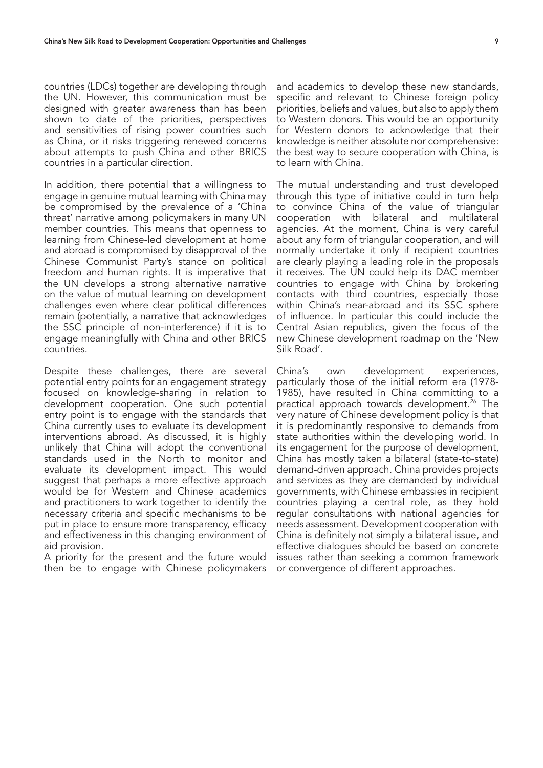countries (LDCs) together are developing through the UN. However, this communication must be designed with greater awareness than has been shown to date of the priorities, perspectives and sensitivities of rising power countries such as China, or it risks triggering renewed concerns about attempts to push China and other BRICS countries in a particular direction.

In addition, there potential that a willingness to engage in genuine mutual learning with China may be compromised by the prevalence of a 'China threat' narrative among policymakers in many UN member countries. This means that openness to learning from Chinese-led development at home and abroad is compromised by disapproval of the Chinese Communist Party's stance on political freedom and human rights. It is imperative that the UN develops a strong alternative narrative on the value of mutual learning on development challenges even where clear political differences remain (potentially, a narrative that acknowledges the SSC principle of non-interference) if it is to engage meaningfully with China and other BRICS countries.

Despite these challenges, there are several potential entry points for an engagement strategy focused on knowledge-sharing in relation to development cooperation. One such potential entry point is to engage with the standards that China currently uses to evaluate its development interventions abroad. As discussed, it is highly unlikely that China will adopt the conventional standards used in the North to monitor and evaluate its development impact. This would suggest that perhaps a more effective approach would be for Western and Chinese academics and practitioners to work together to identify the necessary criteria and specific mechanisms to be put in place to ensure more transparency, efficacy and effectiveness in this changing environment of aid provision.

A priority for the present and the future would then be to engage with Chinese policymakers and academics to develop these new standards, specific and relevant to Chinese foreign policy priorities, beliefs and values, but also to apply them to Western donors. This would be an opportunity for Western donors to acknowledge that their knowledge is neither absolute nor comprehensive: the best way to secure cooperation with China, is to learn with China.

The mutual understanding and trust developed through this type of initiative could in turn help to convince China of the value of triangular cooperation with bilateral and multilateral agencies. At the moment, China is very careful about any form of triangular cooperation, and will normally undertake it only if recipient countries are clearly playing a leading role in the proposals it receives. The UN could help its DAC member countries to engage with China by brokering contacts with third countries, especially those within China's near-abroad and its SSC sphere of influence. In particular this could include the Central Asian republics, given the focus of the new Chinese development roadmap on the 'New Silk Road'.

China's own development experiences, particularly those of the initial reform era (1978-1985), have resulted in China committing to a practical approach towards development.[26] The very nature of Chinese development policy is that it is predominantly responsive to demands from state authorities within the developing world. In its engagement for the purpose of development, China has mostly taken a bilateral (state-to-state) demand-driven approach. China provides projects and services as they are demanded by individual governments, with Chinese embassies in recipient countries playing a central role, as they hold regular consultations with national agencies for needs assessment. Development cooperation with China is definitely not simply a bilateral issue, and effective dialogues should be based on concrete issues rather than seeking a common framework or convergence of different approaches.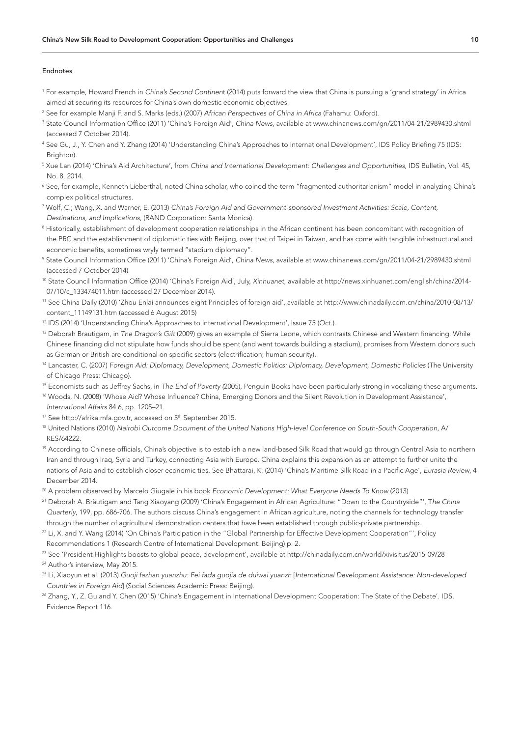## Endnotes

[1] For example, Howard French in *China's Second Continent* (2014) puts forward the view that China is pursuing a 'grand strategy' in Africa aimed at securing its resources for China's own domestic economic objectives.

[2] See for example Manji F. and S. Marks (eds.) (2007) *African Perspectives of China in Africa* (Fahamu: Oxford).

[3] State Council Information Office (2011) 'China's Foreign Aid', *China News*, available at www.chinanews.com/gn/2011/04-21/2989430.shtml (accessed 7 October 2014).

[4] See Gu, J., Y. Chen and Y. Zhang (2014) 'Understanding China's Approaches to International Development', IDS Policy Briefing 75 (IDS: Brighton).

[5] Xue Lan (2014) 'China's Aid Architecture', from *China and International Development: Challenges and Opportunities*, IDS Bulletin, Vol. 45, No. 8. 2014.

[6] See, for example, Kenneth Lieberthal, noted China scholar, who coined the term "fragmented authoritarianism" model in analyzing China's complex political structures.

[7] Wolf, C.; Wang, X. and Warner, E. (2013) *China's Foreign Aid and Government-sponsored Investment Activities: Scale, Content, Destinations, and Implications*, (RAND Corporation: Santa Monica).

[8] Historically, establishment of development cooperation relationships in the African continent has been concomitant with recognition of the PRC and the establishment of diplomatic ties with Beijing, over that of Taipei in Taiwan, and has come with tangible infrastructural and economic benefits, sometimes wryly termed "stadium diplomacy".

[9] State Council Information Office (2011) 'China's Foreign Aid', *China News*, available at www.chinanews.com/gn/2011/04-21/2989430.shtml (accessed 7 October 2014)

[10] State Council Information Office (2014) 'China's Foreign Aid', July, *Xinhuanet*, available at http://news.xinhuanet.com/english/china/2014-07/10/c_133474011.htm (accessed 27 December 2014).

[11] See China Daily (2010) 'Zhou Enlai announces eight Principles of foreign aid', available at http://www.chinadaily.com.cn/china/2010-08/13/content_11149131.htm (accessed 6 August 2015)

[12] IDS (2014) 'Understanding China's Approaches to International Development', Issue 75 (Oct.).

[13] Deborah Brautigam, in *The Dragon's Gift* (2009) gives an example of Sierra Leone, which contrasts Chinese and Western financing. While Chinese financing did not stipulate how funds should be spent (and went towards building a stadium), promises from Western donors such as German or British are conditional on specific sectors (electrification; human security).

[14] Lancaster, C. (2007) *Foreign Aid: Diplomacy, Development, Domestic Politics: Diplomacy, Development, Domestic Policies* (The University of Chicago Press: Chicago).

[15] Economists such as Jeffrey Sachs, in *The End of Poverty (*2005), Penguin Books have been particularly strong in vocalizing these arguments.

[16] Woods, N. (2008) 'Whose Aid? Whose Influence? China, Emerging Donors and the Silent Revolution in Development Assistance', *International Affairs* 84.6, pp. 1205–21.

[17] See http://afrika.mfa.gov.tr, accessed on 5th September 2015.

[18] United Nations (2010) *Nairobi Outcome Document of the United Nations High-level Conference on South-South Cooperation*, A/RES/64222.

[19] According to Chinese officials, China's objective is to establish a new land-based Silk Road that would go through Central Asia to northern Iran and through Iraq, Syria and Turkey, connecting Asia with Europe. China explains this expansion as an attempt to further unite the nations of Asia and to establish closer economic ties. See Bhattarai, K. (2014) 'China's Maritime Silk Road in a Pacific Age', *Eurasia Review*, 4 December 2014.

[20] A problem observed by Marcelo Giugale in his book *Economic Development: What Everyone Needs To Know* (2013)

[21] Deborah A. Bräutigam and Tang Xiaoyang (2009) 'China's Engagement in African Agriculture: "Down to the Countryside"', *The China Quarterly*, 199, pp. 686-706. The authors discuss China's engagement in African agriculture, noting the channels for technology transfer through the number of agricultural demonstration centers that have been established through public-private partnership.

[22] Li, X. and Y. Wang (2014) 'On China's Participation in the "Global Partnership for Effective Development Cooperation"', Policy Recommendations 1 (Research Centre of International Development: Beijing) p. 2.

[23] See 'President Highlights boosts to global peace, development', available at http://chinadaily.com.cn/world/xivisitus/2015-09/28

[24] Author's interview, May 2015.

[25] Li, Xiaoyun et al. (2013) *Guoji fazhan yuanzhu: Fei fada guojia de duiwai yuanzh* [*International Development Assistance: Non-developed Countries in Foreign Aid*] (Social Sciences Academic Press: Beijing).

[26] Zhang, Y., Z. Gu and Y. Chen (2015) 'China's Engagement in International Development Cooperation: The State of the Debate'. IDS. Evidence Report 116.